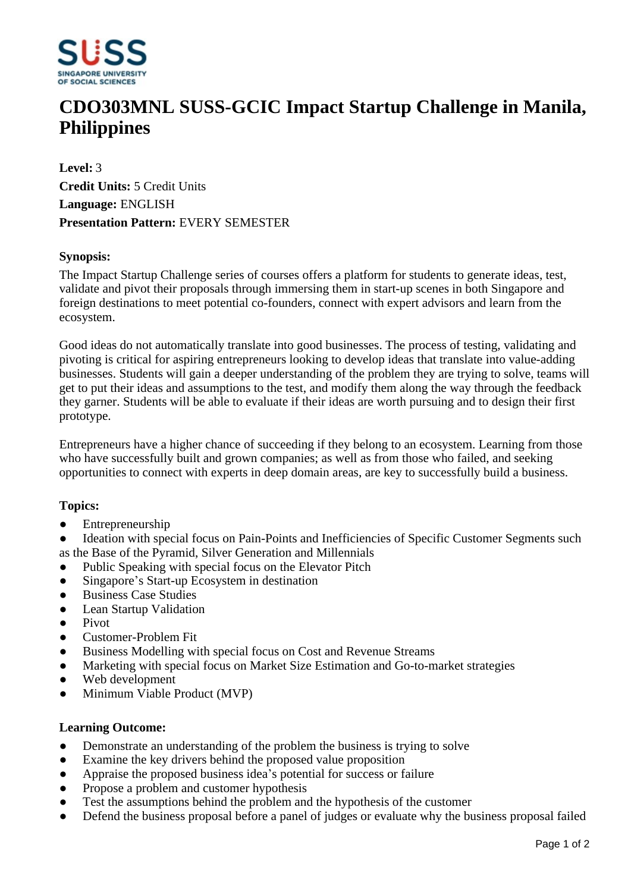# CDO303MNL SUSS-GCIC Impact Startup Challenge in Manila, Philippines

**Level:** 3
**Credit Units:** 5 Credit Units
**Language:** ENGLISH
**Presentation Pattern:** EVERY SEMESTER

**Synopsis:**

The Impact Startup Challenge series of courses offers a platform for students to generate ideas, test, validate and pivot their proposals through immersing them in start-up scenes in both Singapore and foreign destinations to meet potential co-founders, connect with expert advisors and learn from the ecosystem.

Good ideas do not automatically translate into good businesses. The process of testing, validating and pivoting is critical for aspiring entrepreneurs looking to develop ideas that translate into value-adding businesses. Students will gain a deeper understanding of the problem they are trying to solve, teams will get to put their ideas and assumptions to the test, and modify them along the way through the feedback they garner. Students will be able to evaluate if their ideas are worth pursuing and to design their first prototype.

Entrepreneurs have a higher chance of succeeding if they belong to an ecosystem. Learning from those who have successfully built and grown companies; as well as from those who failed, and seeking opportunities to connect with experts in deep domain areas, are key to successfully build a business.

**Topics:**

- Entrepreneurship
- Ideation with special focus on Pain-Points and Inefficiencies of Specific Customer Segments such as the Base of the Pyramid, Silver Generation and Millennials
- Public Speaking with special focus on the Elevator Pitch
- Singapore's Start-up Ecosystem in destination
- Business Case Studies
- Lean Startup Validation
- Pivot
- Customer-Problem Fit
- Business Modelling with special focus on Cost and Revenue Streams
- Marketing with special focus on Market Size Estimation and Go-to-market strategies
- Web development
- Minimum Viable Product (MVP)

**Learning Outcome:**

- Demonstrate an understanding of the problem the business is trying to solve
- Examine the key drivers behind the proposed value proposition
- Appraise the proposed business idea's potential for success or failure
- Propose a problem and customer hypothesis
- Test the assumptions behind the problem and the hypothesis of the customer
- Defend the business proposal before a panel of judges or evaluate why the business proposal failed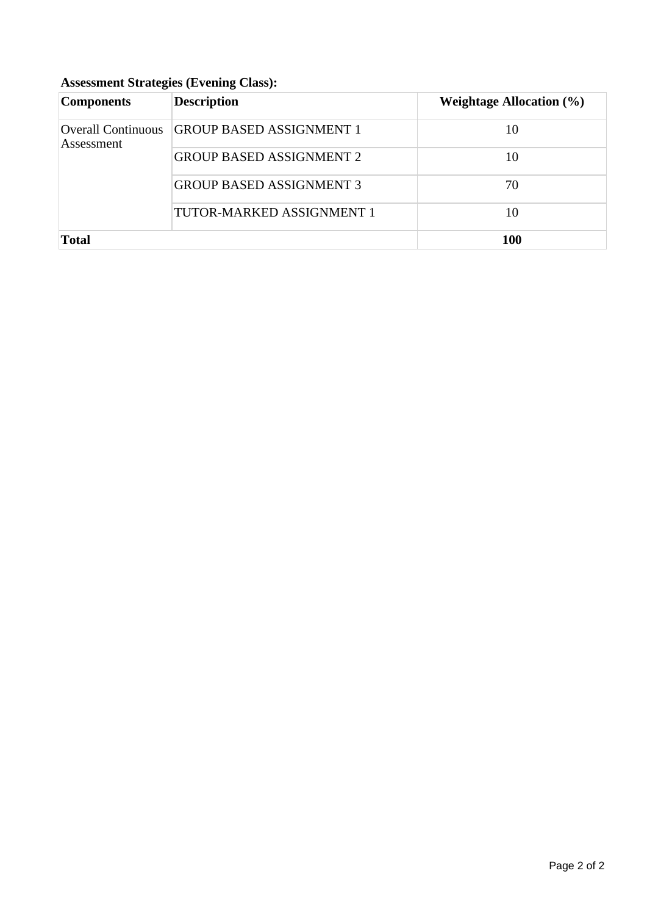**Assessment Strategies (Evening Class):**

| Components | Description | Weightage Allocation (%) |
|---|---|---|
| Overall Continuous Assessment | GROUP BASED ASSIGNMENT 1 | 10 |
| | GROUP BASED ASSIGNMENT 2 | 10 |
| | GROUP BASED ASSIGNMENT 3 | 70 |
| | TUTOR-MARKED ASSIGNMENT 1 | 10 |
| **Total** | | **100** |